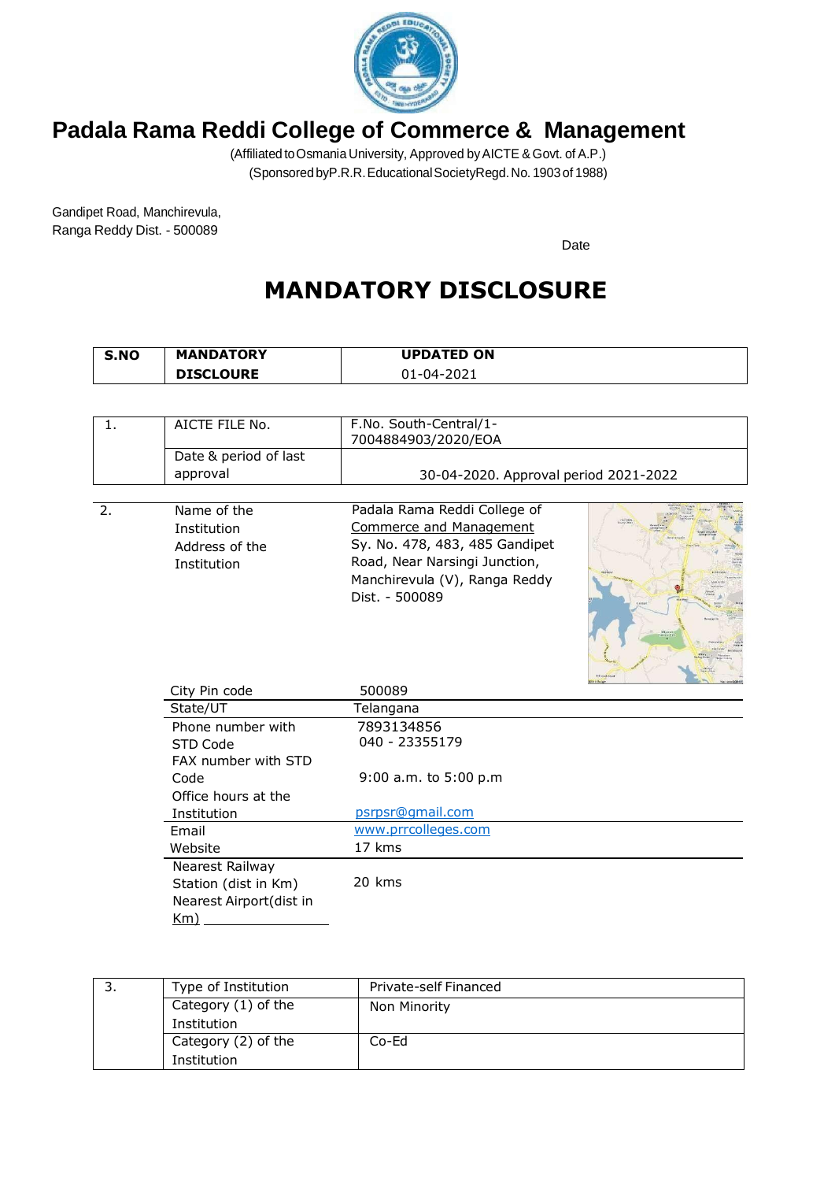# Padala Rama Reddi College of Commerce & Management

(Affiliated to Osmania University, Approved by AICTE & Govt. of A.P.)
(Sponsored by P.R.R. Educational Society Regd. No. 1903 of 1988)

Gandipet Road, Manchirevula,
Ranga Reddy Dist. - 500089

Date

## MANDATORY DISCLOSURE

| S.NO | MANDATORY DISCLOURE | UPDATED ON |
|---|---|---|
| | | 01-04-2021 |

| | | |
|---|---|---|
| 1. | AICTE FILE No. | F.No. South-Central/1-7004884903/2020/EOA |
| | Date & period of last approval | 30-04-2020. Approval period 2021-2022 |

| | | |
|---|---|---|
| 2. | Name of the Institution<br>Address of the Institution | Padala Rama Reddi College of Commerce and Management<br>Sy. No. 478, 483, 485 Gandipet Road, Near Narsingi Junction, Manchirevula (V), Ranga Reddy Dist. - 500089 |
| | City Pin code | 500089 |
| | State/UT | Telangana |
| | Phone number with STD Code | 7893134856<br>040 - 23355179 |
| | FAX number with STD Code | |
| | Office hours at the Institution | 9:00 a.m. to 5:00 p.m |
| | Email | psrpsr@gmail.com |
| | Website | www.prrcolleges.com |
| | Nearest Railway Station (dist in Km) | 17 kms |
| | Nearest Airport(dist in Km) | 20 kms |

| | | |
|---|---|---|
| 3. | Type of Institution | Private-self Financed |
| | Category (1) of the Institution | Non Minority |
| | Category (2) of the Institution | Co-Ed |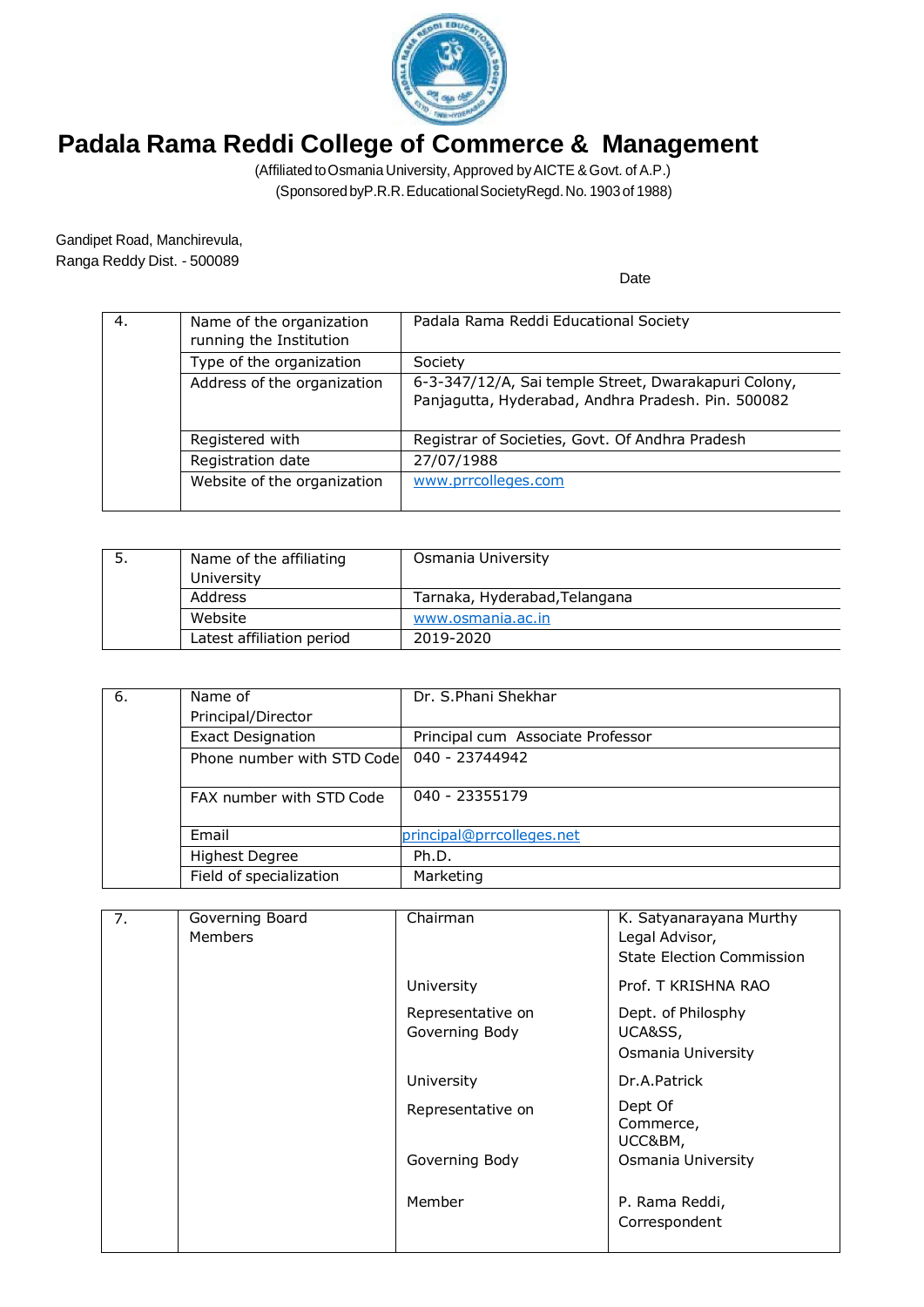# Padala Rama Reddi College of Commerce & Management

(Affiliated to Osmania University, Approved by AICTE & Govt. of A.P.)
(Sponsored by P.R.R. Educational Society Regd. No. 1903 of 1988)

Gandipet Road, Manchirevula,
Ranga Reddy Dist. - 500089

Date

| 4. | Name of the organization running the Institution | Padala Rama Reddi Educational Society |
|---|---|---|
| | Type of the organization | Society |
| | Address of the organization | 6-3-347/12/A, Sai temple Street, Dwarakapuri Colony, Panjagutta, Hyderabad, Andhra Pradesh. Pin. 500082 |
| | Registered with | Registrar of Societies, Govt. Of Andhra Pradesh |
| | Registration date | 27/07/1988 |
| | Website of the organization | www.prrcolleges.com |

| 5. | Name of the affiliating University | Osmania University |
|---|---|---|
| | Address | Tarnaka, Hyderabad,Telangana |
| | Website | www.osmania.ac.in |
| | Latest affiliation period | 2019-2020 |

| 6. | Name of Principal/Director | Dr. S.Phani Shekhar |
|---|---|---|
| | Exact Designation | Principal cum Associate Professor |
| | Phone number with STD Code | 040 - 23744942 |
| | FAX number with STD Code | 040 - 23355179 |
| | Email | principal@prrcolleges.net |
| | Highest Degree | Ph.D. |
| | Field of specialization | Marketing |

| 7. | Governing Board Members | Chairman | K. Satyanarayana Murthy Legal Advisor, State Election Commission |
|---|---|---|---|
| | | University Representative on Governing Body | Prof. T KRISHNA RAO Dept. of Philosphy UCA&SS, Osmania University |
| | | University Representative on Governing Body | Dr.A.Patrick Dept Of Commerce, UCC&BM, Osmania University |
| | | Member | P. Rama Reddi, Correspondent |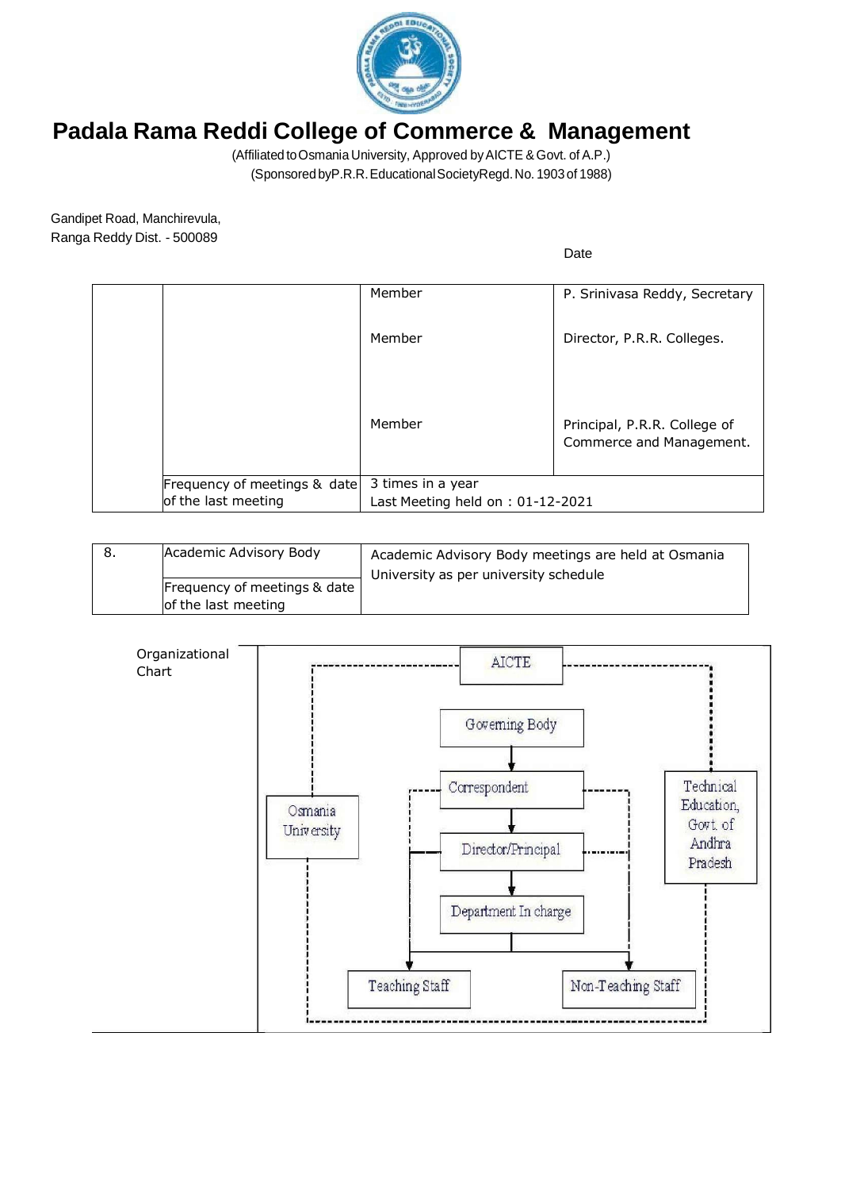# Padala Rama Reddi College of Commerce & Management

(Affiliated to Osmania University, Approved by AICTE & Govt. of A.P.)
(Sponsored by P.R.R. Educational Society Regd. No. 1903 of 1988)

Gandipet Road, Manchirevula,
Ranga Reddy Dist. - 500089

Date

| | | | |
|---|---|---|---|
| | | Member | P. Srinivasa Reddy, Secretary |
| | | Member | Director, P.R.R. Colleges. |
| | | Member | Principal, P.R.R. College of Commerce and Management. |
| | Frequency of meetings & date of the last meeting | 3 times in a year<br>Last Meeting held on : 01-12-2021 | |

| | | |
|---|---|---|
| 8. | Academic Advisory Body | Academic Advisory Body meetings are held at Osmania University as per university schedule |
| | Frequency of meetings & date of the last meeting | |

Organizational Chart

- AICTE
- Governing Body
- Correspondent
- Director/Principal
- Department In charge
- Teaching Staff
- Non-Teaching Staff
- Osmania University
- Technical Education, Govt. of Andhra Pradesh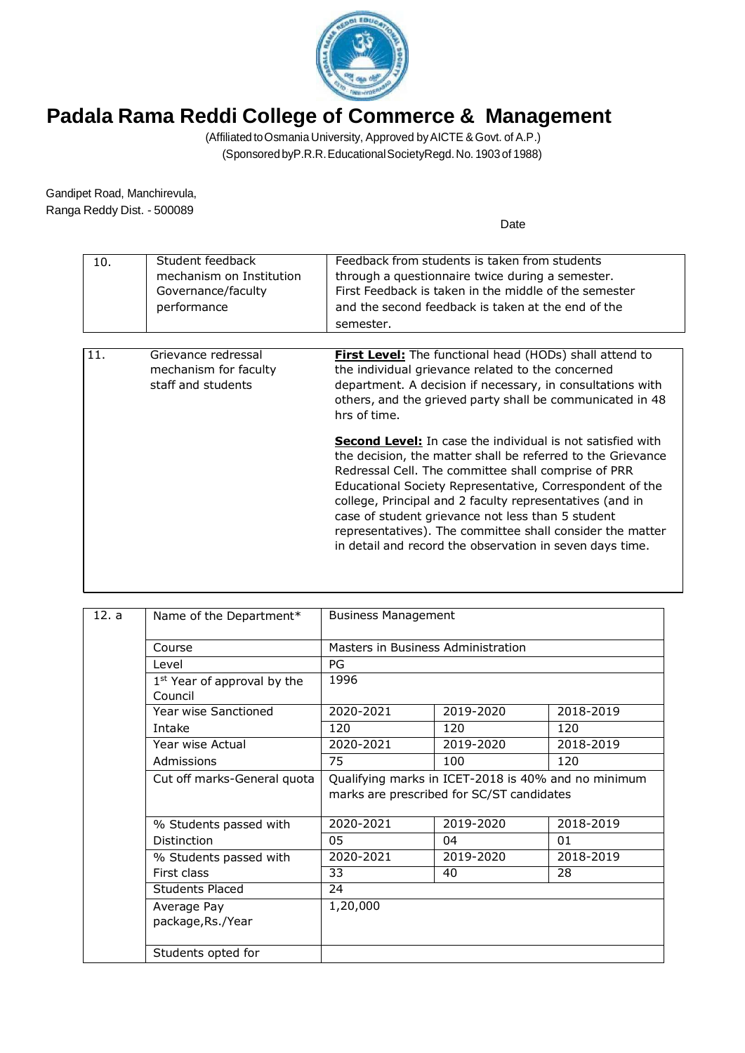# Padala Rama Reddi College of Commerce & Management

(Affiliated to Osmania University, Approved by AICTE & Govt. of A.P.)
(Sponsored by P.R.R. Educational Society Regd. No. 1903 of 1988)

Gandipet Road, Manchirevula,
Ranga Reddy Dist. - 500089

Date

| 10. | Student feedback mechanism on Institution Governance/faculty performance | Feedback from students is taken from students through a questionnaire twice during a semester. First Feedback is taken in the middle of the semester and the second feedback is taken at the end of the semester. |
|---|---|---|

| 11. | Grievance redressal mechanism for faculty staff and students | **First Level:** The functional head (HODs) shall attend to the individual grievance related to the concerned department. A decision if necessary, in consultations with others, and the grieved party shall be communicated in 48 hrs of time.<br><br>**Second Level:** In case the individual is not satisfied with the decision, the matter shall be referred to the Grievance Redressal Cell. The committee shall comprise of PRR Educational Society Representative, Correspondent of the college, Principal and 2 faculty representatives (and in case of student grievance not less than 5 student representatives). The committee shall consider the matter in detail and record the observation in seven days time. |
|---|---|---|

| 12. a | Name of the Department* | Business Management | | |
|---|---|---|---|---|
| | Course | Masters in Business Administration | | |
| | Level | PG | | |
| | 1st Year of approval by the Council | 1996 | | |
| | Year wise Sanctioned Intake | 2020-2021 | 2019-2020 | 2018-2019 |
| | | 120 | 120 | 120 |
| | Year wise Actual Admissions | 2020-2021 | 2019-2020 | 2018-2019 |
| | | 75 | 100 | 120 |
| | Cut off marks-General quota | Qualifying marks in ICET-2018 is 40% and no minimum marks are prescribed for SC/ST candidates | | |
| | % Students passed with Distinction | 2020-2021 | 2019-2020 | 2018-2019 |
| | | 05 | 04 | 01 |
| | % Students passed with First class | 2020-2021 | 2019-2020 | 2018-2019 |
| | | 33 | 40 | 28 |
| | Students Placed | 24 | | |
| | Average Pay package,Rs./Year | 1,20,000 | | |
| | Students opted for | | | |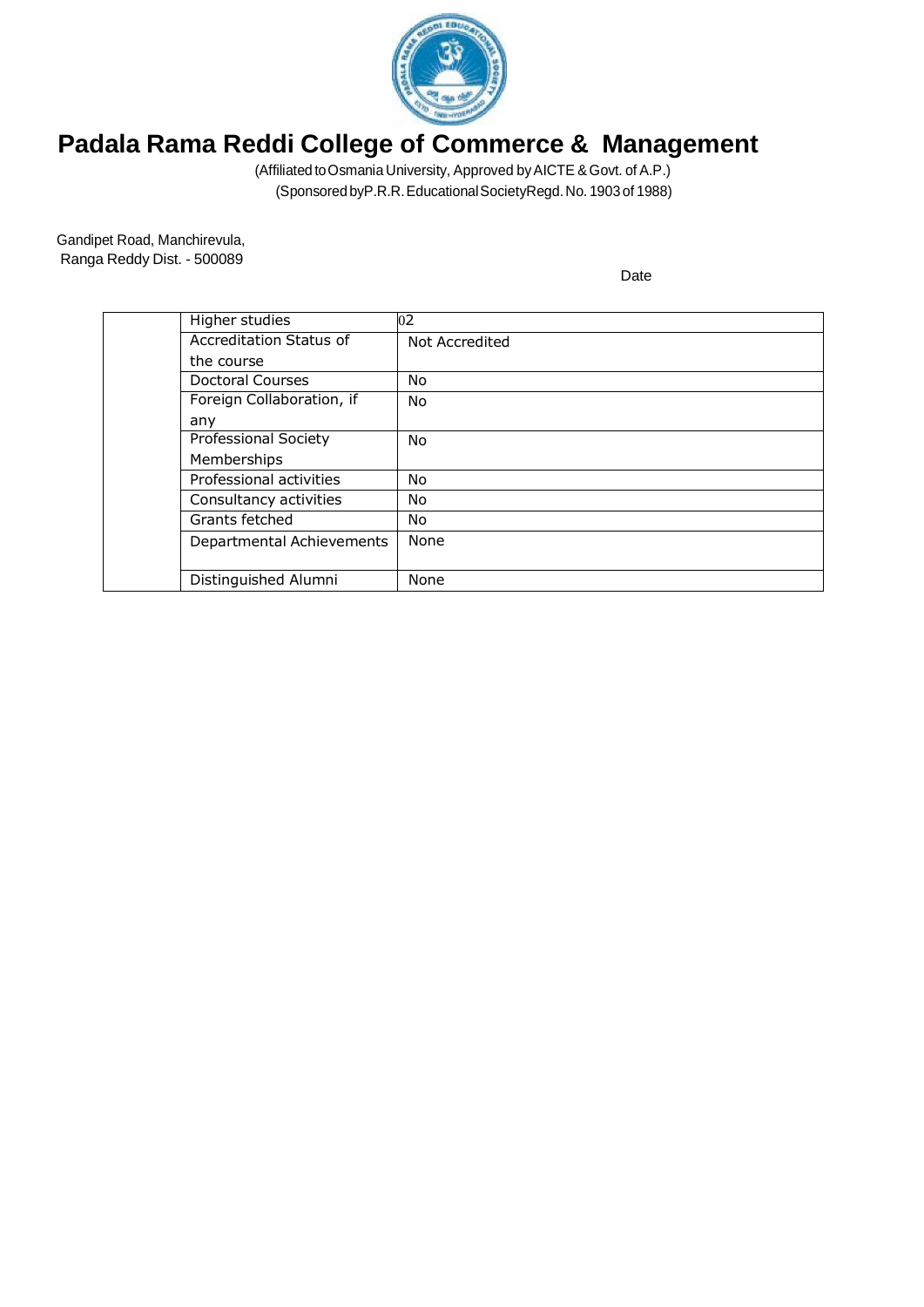# Padala Rama Reddi College of Commerce & Management

(Affiliated to Osmania University, Approved by AICTE & Govt. of A.P.)
(Sponsored by P.R.R. Educational Society Regd. No. 1903 of 1988)

Gandipet Road, Manchirevula,
Ranga Reddy Dist. - 500089

Date

| | | |
|---|---|---|
| | Higher studies | 02 |
| | Accreditation Status of the course | Not Accredited |
| | Doctoral Courses | No |
| | Foreign Collaboration, if any | No |
| | Professional Society Memberships | No |
| | Professional activities | No |
| | Consultancy activities | No |
| | Grants fetched | No |
| | Departmental Achievements | None |
| | Distinguished Alumni | None |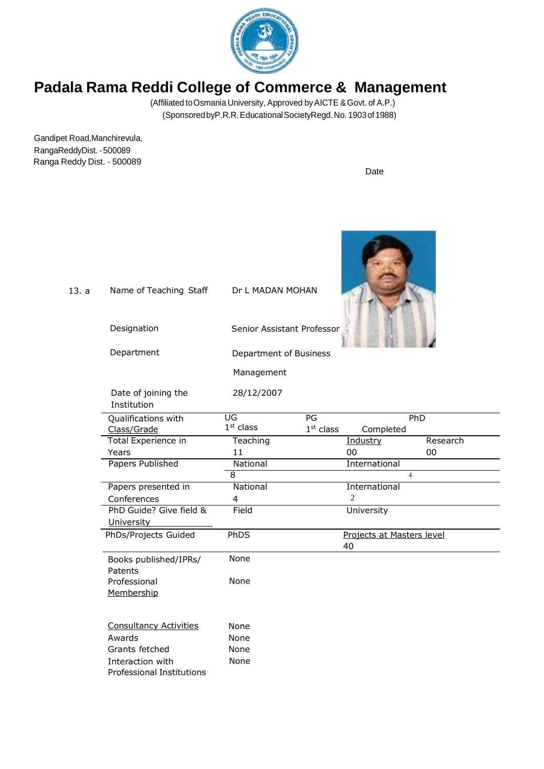# Padala Rama Reddi College of Commerce & Management

(Affiliated to Osmania University, Approved by AICTE & Govt. of A.P.)
(Sponsored by P.R.R. Educational Society Regd. No. 1903 of 1988)

Gandipet Road, Manchirevula,
RangaReddy Dist. - 500089
Ranga Reddy Dist. - 500089

Date

13. a

| | | | | |
|---|---|---|---|---|
| Name of Teaching Staff | Dr L MADAN MOHAN | | | |
| Designation | Senior Assistant Professor | | | |
| Department | Department of Business Management | | | |
| Date of joining the Institution | 28/12/2007 | | | |
| Qualifications with Class/Grade | UG<br>1st class | PG<br>1st class | PhD<br>Completed | |
| Total Experience in Years | Teaching<br>11 | | Industry<br>00 | Research<br>00 |
| Papers Published | National<br>8 | | International<br>4 | |
| Papers presented in Conferences | National<br>4 | | International<br>2 | |
| PhD Guide? Give field & University | Field | | University | |
| PhDs/Projects Guided | PhDS | | Projects at Masters level<br>40 | |
| Books published/IPRs/ Patents | None | | | |
| Professional Membership | None | | | |
| Consultancy Activities | None | | | |
| Awards | None | | | |
| Grants fetched | None | | | |
| Interaction with Professional Institutions | None | | | |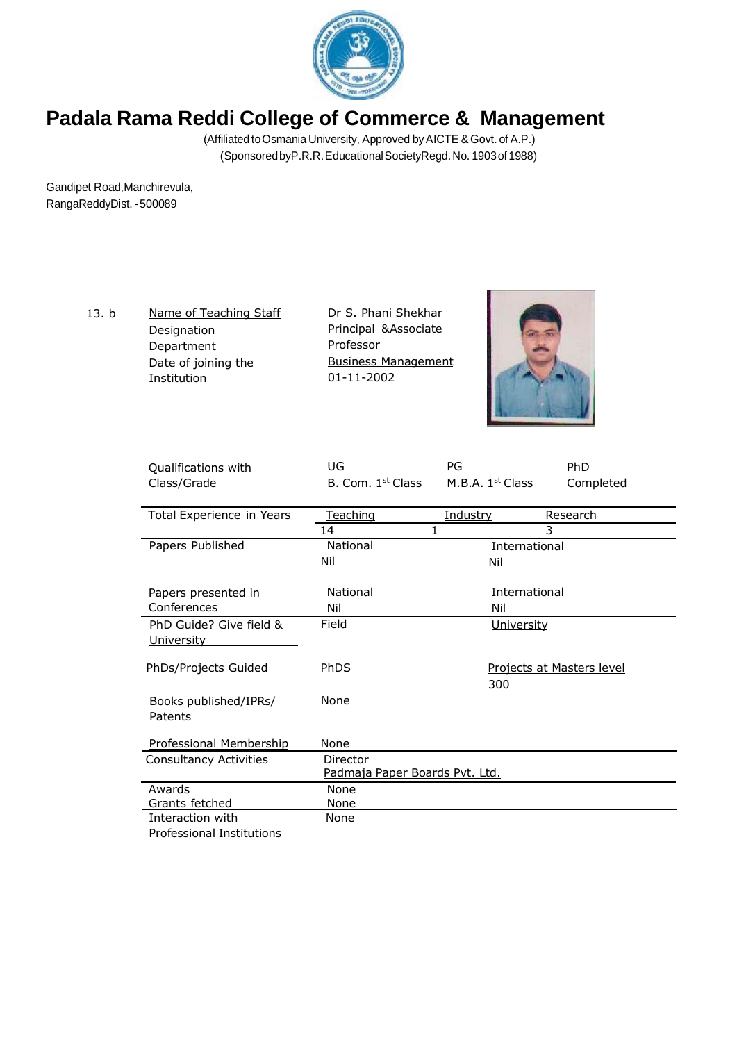# Padala Rama Reddi College of Commerce & Management

(Affiliated to Osmania University, Approved by AICTE & Govt. of A.P.)
(Sponsored by P.R.R. Educational Society Regd. No. 1903 of 1988)

Gandipet Road, Manchirevula,
RangaReddy Dist. - 500089

13. b

| | |
|---|---|
| Name of Teaching Staff | Dr S. Phani Shekhar |
| Designation | Principal & Associate Professor |
| Department | Business Management |
| Date of joining the Institution | 01-11-2002 |

| | | | |
|---|---|---|---|
| Qualifications with Class/Grade | UG | PG | PhD |
| | B. Com. 1st Class | M.B.A. 1st Class | Completed |
| Total Experience in Years | Teaching | Industry | Research |
| | 14 | 1 | 3 |
| Papers Published | National | International | |
| | Nil | Nil | |
| Papers presented in Conferences | National | International | |
| | Nil | Nil | |
| PhD Guide? Give field & University | Field | University | |
| PhDs/Projects Guided | PhDS | Projects at Masters level | |
| | | 300 | |
| Books published/IPRs/ Patents | None | | |
| Professional Membership | None | | |
| Consultancy Activities | Director Padmaja Paper Boards Pvt. Ltd. | | |
| Awards | None | | |
| Grants fetched | None | | |
| Interaction with Professional Institutions | None | | |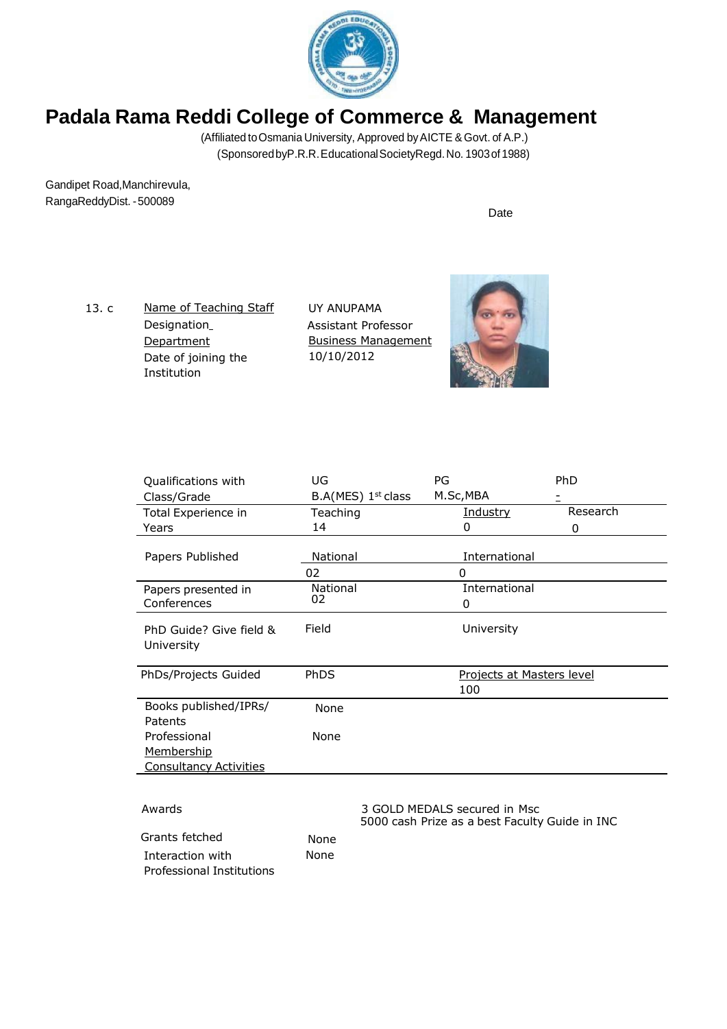# Padala Rama Reddi College of Commerce & Management

(Affiliated to Osmania University, Approved by AICTE & Govt. of A.P.)
(Sponsored by P.R.R. Educational Society Regd. No. 1903 of 1988)

Gandipet Road, Manchirevula,
RangaReddy Dist. - 500089

Date

13. c

| | |
|---|---|
| Name of Teaching Staff | UY ANUPAMA |
| Designation | Assistant Professor |
| Department | Business Management |
| Date of joining the Institution | 10/10/2012 |

| | | | |
|---|---|---|---|
| Qualifications with Class/Grade | UG<br>B.A(MES) 1st class | PG<br>M.Sc,MBA | PhD<br>- |
| Total Experience in Years | Teaching<br>14 | Industry<br>0 | Research<br>0 |
| Papers Published | National<br>02 | International<br>0 | |
| Papers presented in Conferences | National<br>02 | International<br>0 | |
| PhD Guide? Give field & University | Field | University | |
| PhDs/Projects Guided | PhDS | Projects at Masters level<br>100 | |
| Books published/IPRs/ Patents | None | | |
| Professional Membership | None | | |
| Consultancy Activities | | | |

| | |
|---|---|
| Awards | 3 GOLD MEDALS secured in Msc<br>5000 cash Prize as a best Faculty Guide in INC |
| Grants fetched | None |
| Interaction with Professional Institutions | None |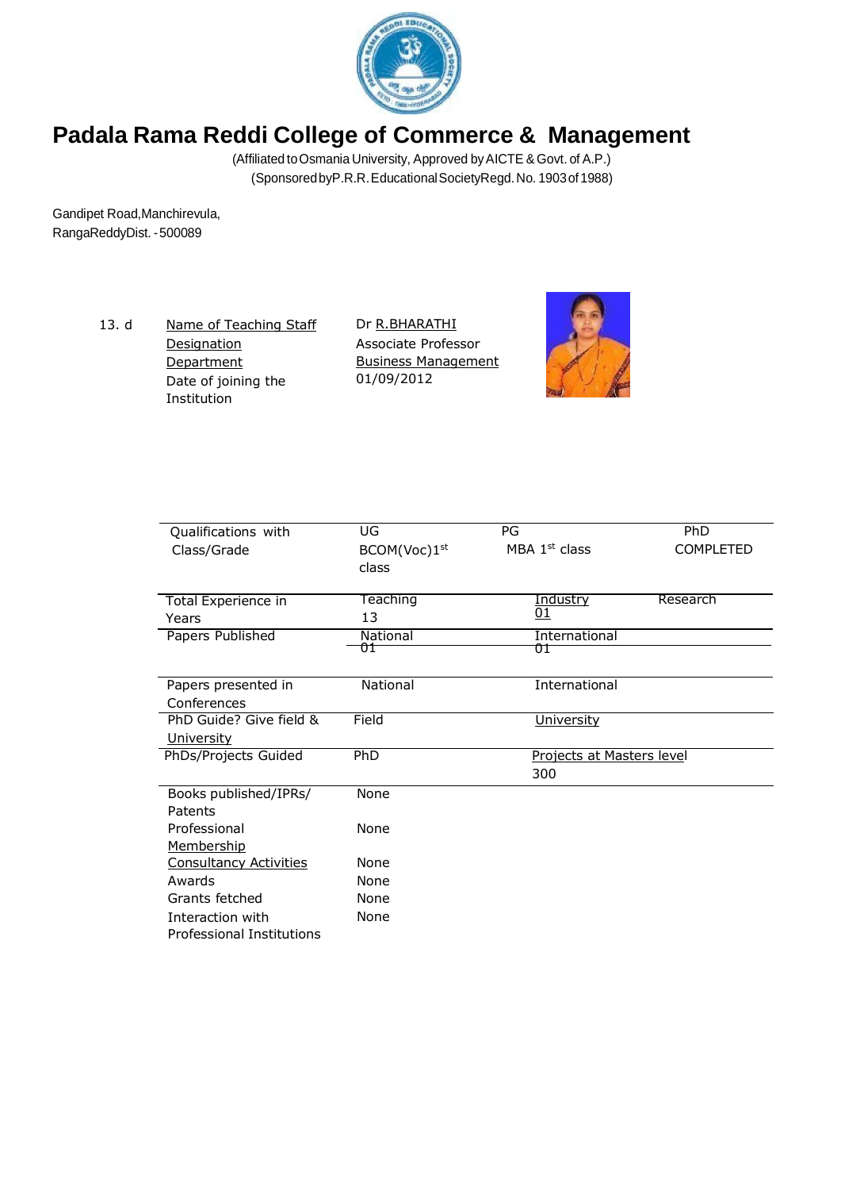# Padala Rama Reddi College of Commerce & Management

(Affiliated to Osmania University, Approved by AICTE & Govt. of A.P.)
(Sponsored by P.R.R. Educational Society Regd. No. 1903 of 1988)

Gandipet Road, Manchirevula,
RangaReddy Dist. - 500089

13. d

| | |
|---|---|
| Name of Teaching Staff | Dr R.BHARATHI |
| Designation | Associate Professor |
| Department | Business Management |
| Date of joining the Institution | 01/09/2012 |

| | | | |
|---|---|---|---|
| Qualifications with Class/Grade | UG<br>BCOM(Voc)1st class | PG<br>MBA 1st class | PhD<br>COMPLETED |
| Total Experience in Years | Teaching<br>13 | Industry<br>01 | Research |
| Papers Published | National<br>01 | International<br>01 | |
| Papers presented in Conferences | National | International | |
| PhD Guide? Give field & University | Field | University | |
| PhDs/Projects Guided | PhD | Projects at Masters level<br>300 | |
| Books published/IPRs/ Patents | None | | |
| Professional Membership | None | | |
| Consultancy Activities | None | | |
| Awards | None | | |
| Grants fetched | None | | |
| Interaction with Professional Institutions | None | | |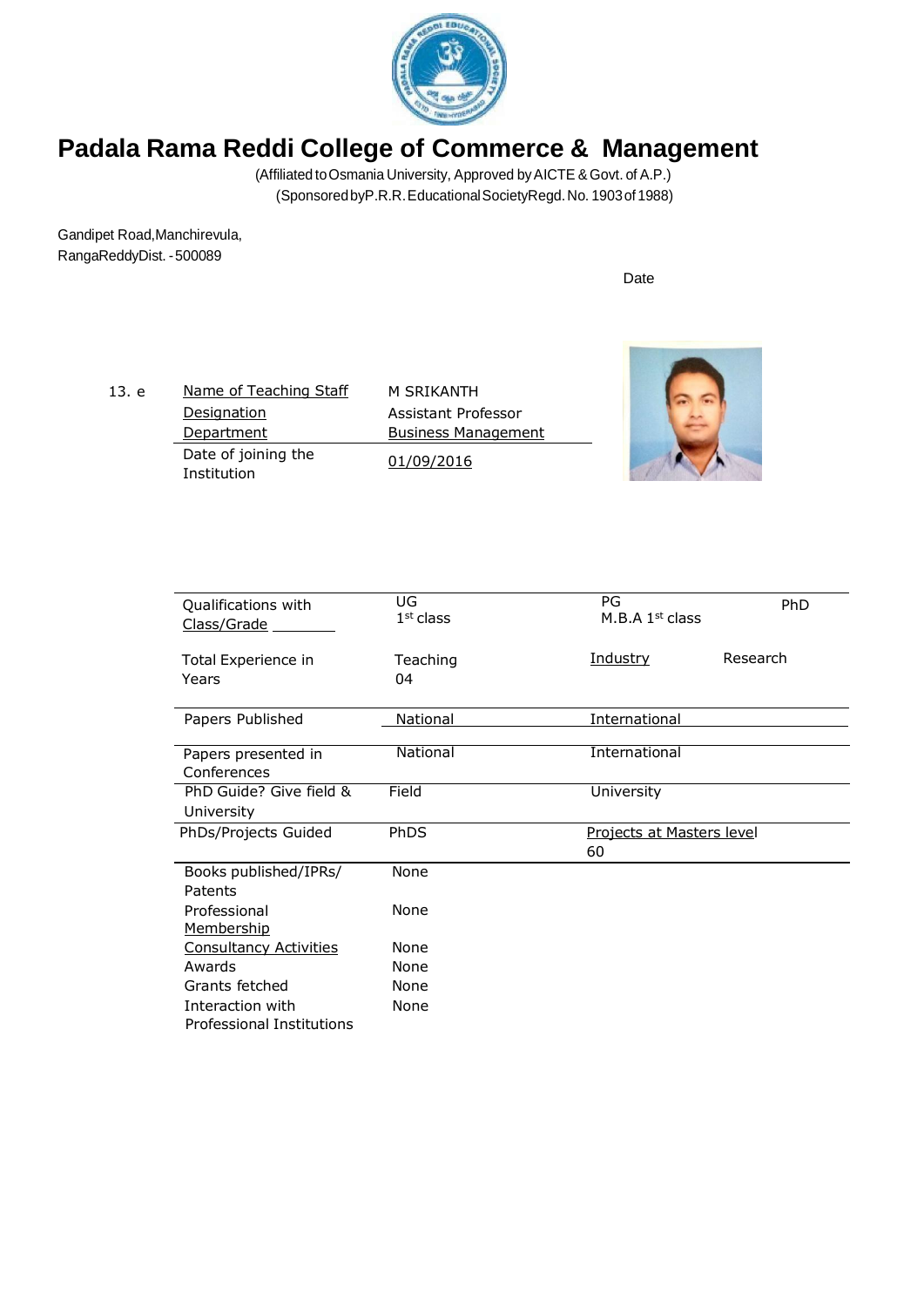# Padala Rama Reddi College of Commerce & Management

(Affiliated to Osmania University, Approved by AICTE & Govt. of A.P.)
(Sponsored by P.R.R. Educational Society Regd. No. 1903 of 1988)

Gandipet Road, Manchirevula,
RangaReddy Dist. - 500089

Date

13. e

| | |
|---|---|
| Name of Teaching Staff | M SRIKANTH |
| Designation | Assistant Professor |
| Department | Business Management |
| Date of joining the Institution | 01/09/2016 |

| | | | |
|---|---|---|---|
| Qualifications with Class/Grade | UG<br>$1^{st}$ class | PG<br>M.B.A $1^{st}$ class | PhD |
| Total Experience in Years | Teaching<br>04 | Industry | Research |
| Papers Published | National | International | |
| Papers presented in Conferences | National | International | |
| PhD Guide? Give field & University | Field | University | |
| PhDs/Projects Guided | PhDS | Projects at Masters level<br>60 | |
| Books published/IPRs/ Patents | None | | |
| Professional Membership | None | | |
| Consultancy Activities | None | | |
| Awards | None | | |
| Grants fetched | None | | |
| Interaction with Professional Institutions | None | | |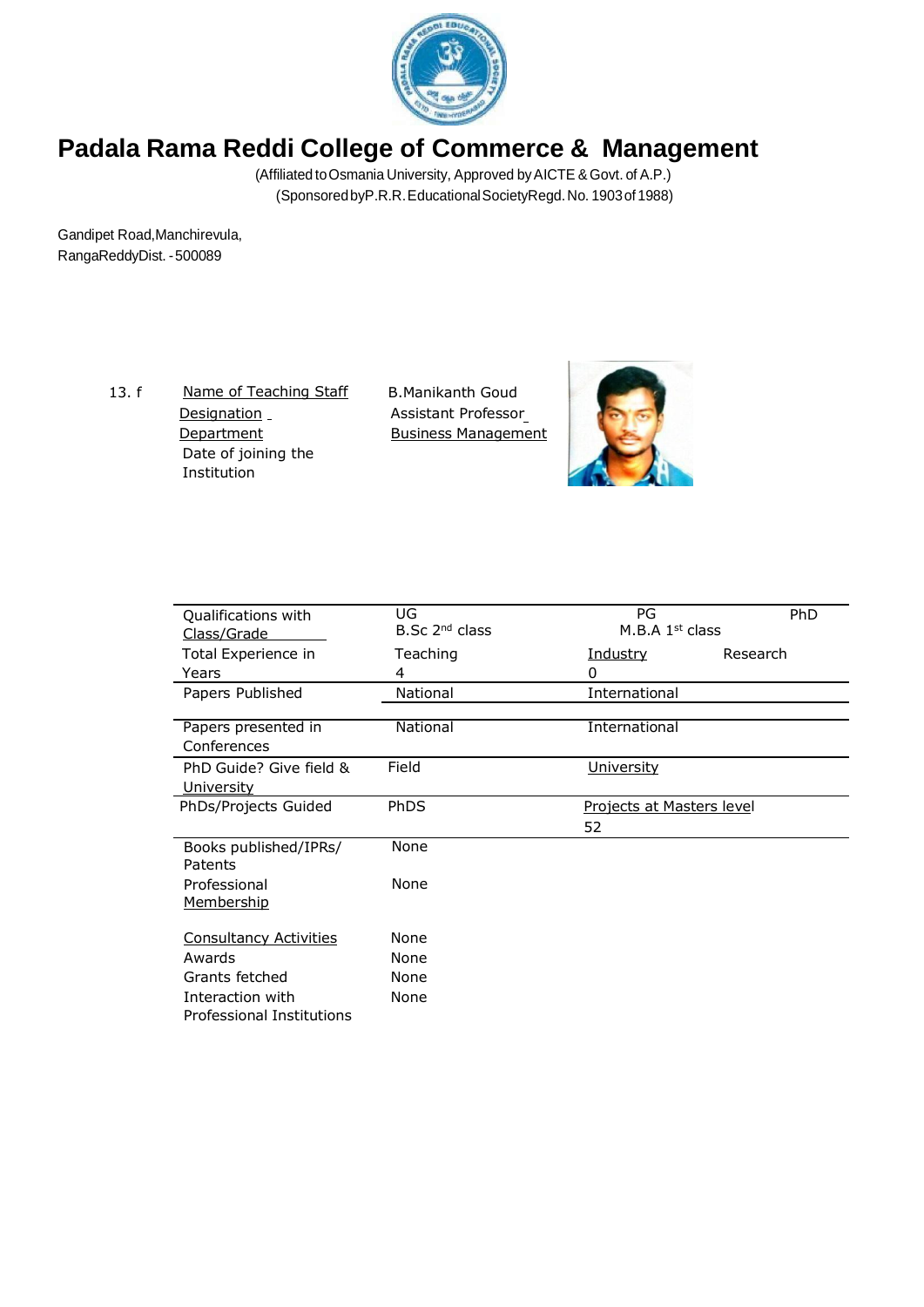# Padala Rama Reddi College of Commerce & Management

(Affiliated to Osmania University, Approved by AICTE & Govt. of A.P.)
(Sponsored by P.R.R. Educational Society Regd. No. 1903 of 1988)

Gandipet Road, Manchirevula,
RangaReddy Dist. - 500089

13. f

| | |
|---|---|
| Name of Teaching Staff | B.Manikanth Goud |
| Designation | Assistant Professor |
| Department | Business Management |
| Date of joining the Institution | |

| | | | |
|---|---|---|---|
| Qualifications with Class/Grade | UG<br>B.Sc 2nd class | PG<br>M.B.A 1st class | PhD |
| Total Experience in Years | Teaching<br>4 | Industry<br>0 | Research |
| Papers Published | National | International | |
| Papers presented in Conferences | National | International | |
| PhD Guide? Give field & University | Field | University | |
| PhDs/Projects Guided | PhDS | Projects at Masters level<br>52 | |
| Books published/IPRs/ Patents | None | | |
| Professional Membership | None | | |
| Consultancy Activities | None | | |
| Awards | None | | |
| Grants fetched | None | | |
| Interaction with Professional Institutions | None | | |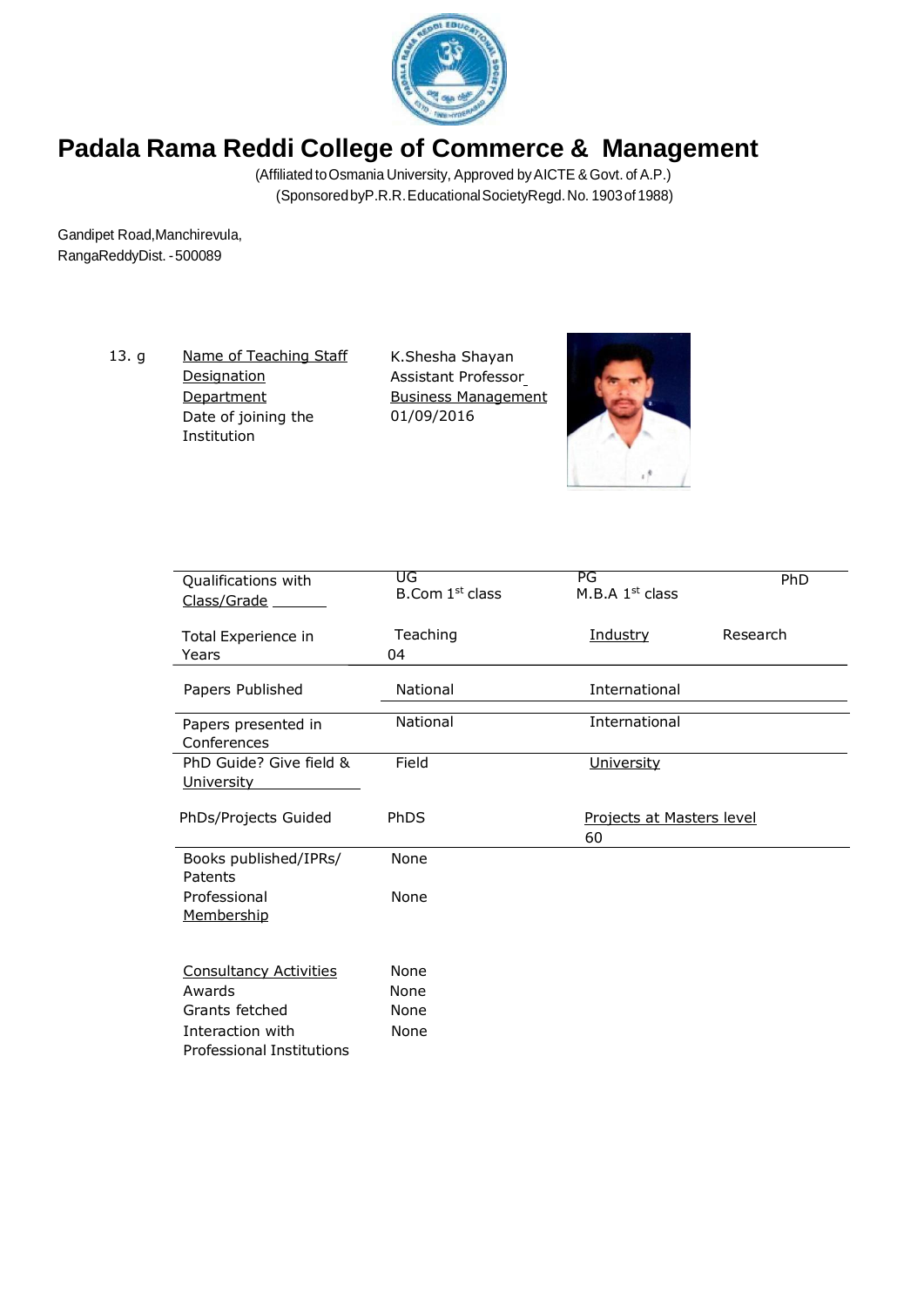# Padala Rama Reddi College of Commerce & Management

(Affiliated to Osmania University, Approved by AICTE & Govt. of A.P.)

(Sponsored by P.R.R. Educational Society Regd. No. 1903 of 1988)

Gandipet Road, Manchirevula,
RangaReddy Dist. - 500089

13. g

| | |
|---|---|
| Name of Teaching Staff | K.Shesha Shayan |
| Designation | Assistant Professor |
| Department | Business Management |
| Date of joining the Institution | 01/09/2016 |

| | | | |
|---|---|---|---|
| Qualifications with Class/Grade | UG<br>B.Com 1st class | PG<br>M.B.A 1st class | PhD |
| Total Experience in Years | Teaching<br>04 | Industry | Research |
| Papers Published | National | International | |
| Papers presented in Conferences | National | International | |
| PhD Guide? Give field & University | Field | University | |
| PhDs/Projects Guided | PhDS | Projects at Masters level<br>60 | |
| Books published/IPRs/ Patents | None | | |
| Professional Membership | None | | |
| Consultancy Activities | None | | |
| Awards | None | | |
| Grants fetched | None | | |
| Interaction with Professional Institutions | None | | |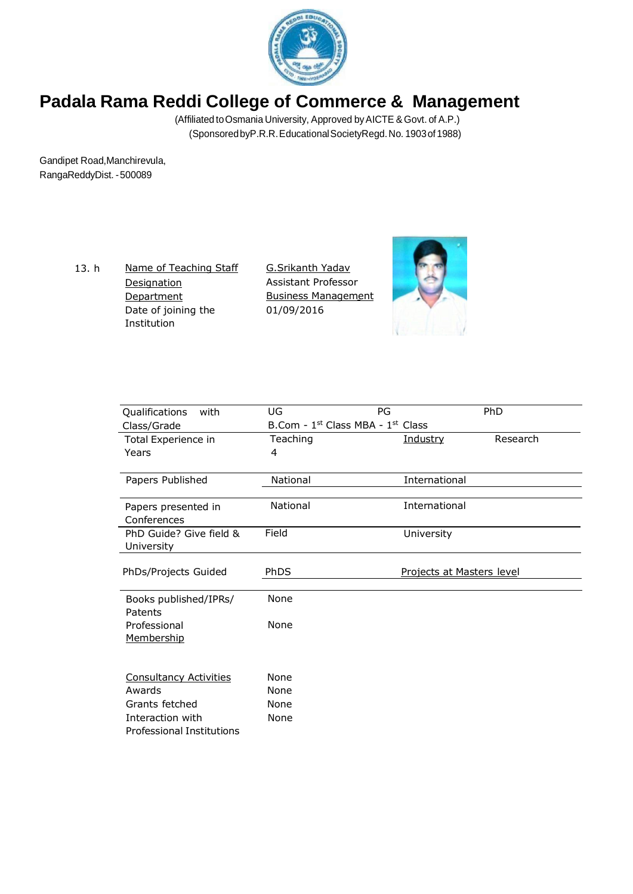# Padala Rama Reddi College of Commerce & Management

(Affiliated to Osmania University, Approved by AICTE & Govt. of A.P.)
(Sponsored by P.R.R. Educational Society Regd. No. 1903 of 1988)

Gandipet Road, Manchirevula,
RangaReddy Dist. - 500089

13. h

| | |
|---|---|
| Name of Teaching Staff | G.Srikanth Yadav |
| Designation | Assistant Professor |
| Department | Business Management |
| Date of joining the Institution | 01/09/2016 |

| | | | |
|---|---|---|---|
| Qualifications with Class/Grade | UG<br>B.Com - 1st Class | PG<br>MBA - 1st Class | PhD |
| Total Experience in Years | Teaching<br>4 | Industry | Research |
| Papers Published | National | International | |
| Papers presented in Conferences | National | International | |
| PhD Guide? Give field & University | Field | University | |
| PhDs/Projects Guided | PhDS | Projects at Masters level | |
| Books published/IPRs/ Patents | None | | |
| Professional Membership | None | | |
| Consultancy Activities | None | | |
| Awards | None | | |
| Grants fetched | None | | |
| Interaction with Professional Institutions | None | | |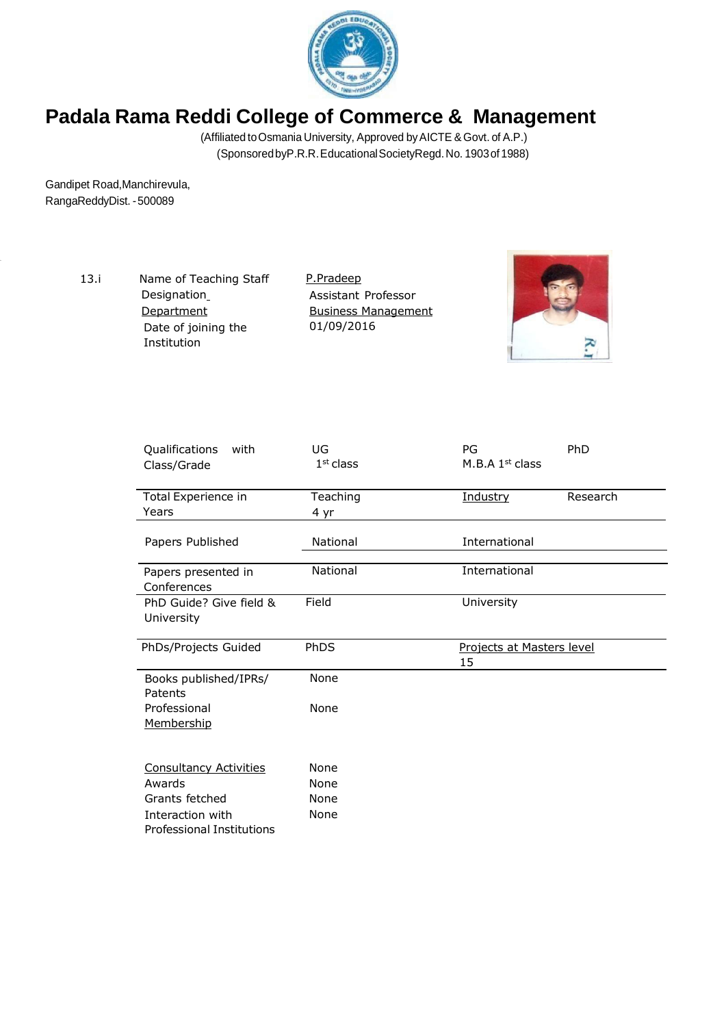# Padala Rama Reddi College of Commerce & Management

(Affiliated to Osmania University, Approved by AICTE & Govt. of A.P.)
(Sponsored by P.R.R. Educational Society Regd. No. 1903 of 1988)

Gandipet Road, Manchirevula,
RangaReddy Dist. - 500089

13.i

| | |
|---|---|
| Name of Teaching Staff | P.Pradeep |
| Designation | Assistant Professor |
| Department | Business Management |
| Date of joining the Institution | 01/09/2016 |

| | | | |
|---|---|---|---|
| Qualifications with Class/Grade | UG<br>1st class | PG<br>M.B.A 1st class | PhD |
| Total Experience in Years | Teaching<br>4 yr | Industry | Research |
| Papers Published | National | International | |
| Papers presented in Conferences | National | International | |
| PhD Guide? Give field & University | Field | University | |
| PhDs/Projects Guided | PhDS | Projects at Masters level<br>15 | |
| Books published/IPRs/ Patents | None | | |
| Professional Membership | None | | |
| Consultancy Activities | None | | |
| Awards | None | | |
| Grants fetched | None | | |
| Interaction with Professional Institutions | None | | |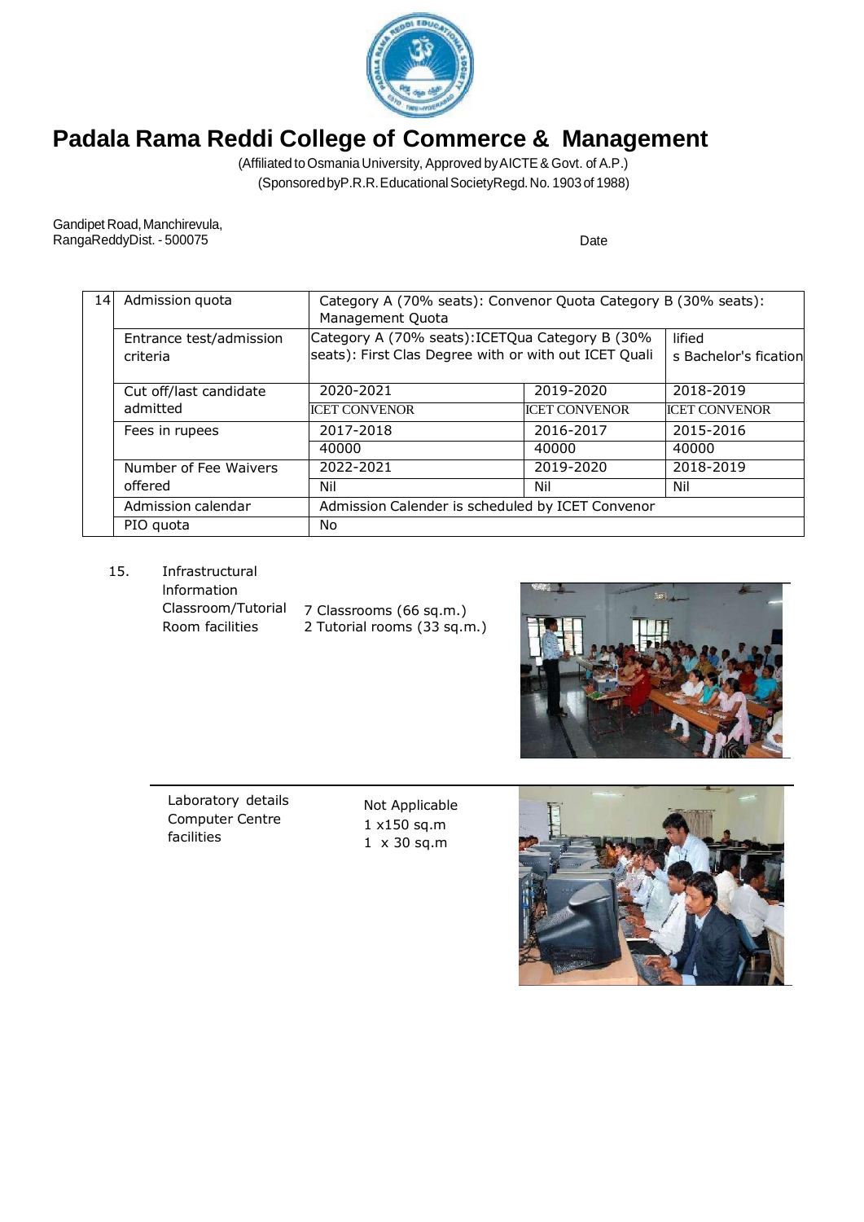# Padala Rama Reddi College of Commerce & Management

(Affiliated to Osmania University, Approved by AICTE & Govt. of A.P.)
(Sponsored by P.R.R. Educational Society Regd. No. 1903 of 1988)

Gandipet Road, Manchirevula,
RangaReddy Dist. - 500075

Date

| 14 | Admission quota | Category A (70% seats): Convenor Quota Category B (30% seats): Management Quota | | |
|---|---|---|---|---|
| | Entrance test/admission criteria | Category A (70% seats):ICETQua Category B (30% seats): First Clas Degree with or with out ICET Quali | | lified s Bachelor's fication |
| | Cut off/last candidate admitted | 2020-2021 | 2019-2020 | 2018-2019 |
| | | ICET CONVENOR | ICET CONVENOR | ICET CONVENOR |
| | Fees in rupees | 2017-2018 | 2016-2017 | 2015-2016 |
| | | 40000 | 40000 | 40000 |
| | Number of Fee Waivers offered | 2022-2021 | 2019-2020 | 2018-2019 |
| | | Nil | Nil | Nil |
| | Admission calendar | Admission Calender is scheduled by ICET Convenor | | |
| | PIO quota | No | | |

15. Infrastructural Information

| | |
|---|---|
| Classroom/Tutorial Room facilities | 7 Classrooms (66 sq.m.)<br>2 Tutorial rooms (33 sq.m.) |
| Laboratory details | Not Applicable |
| Computer Centre facilities | 1 x150 sq.m<br>1 x 30 sq.m |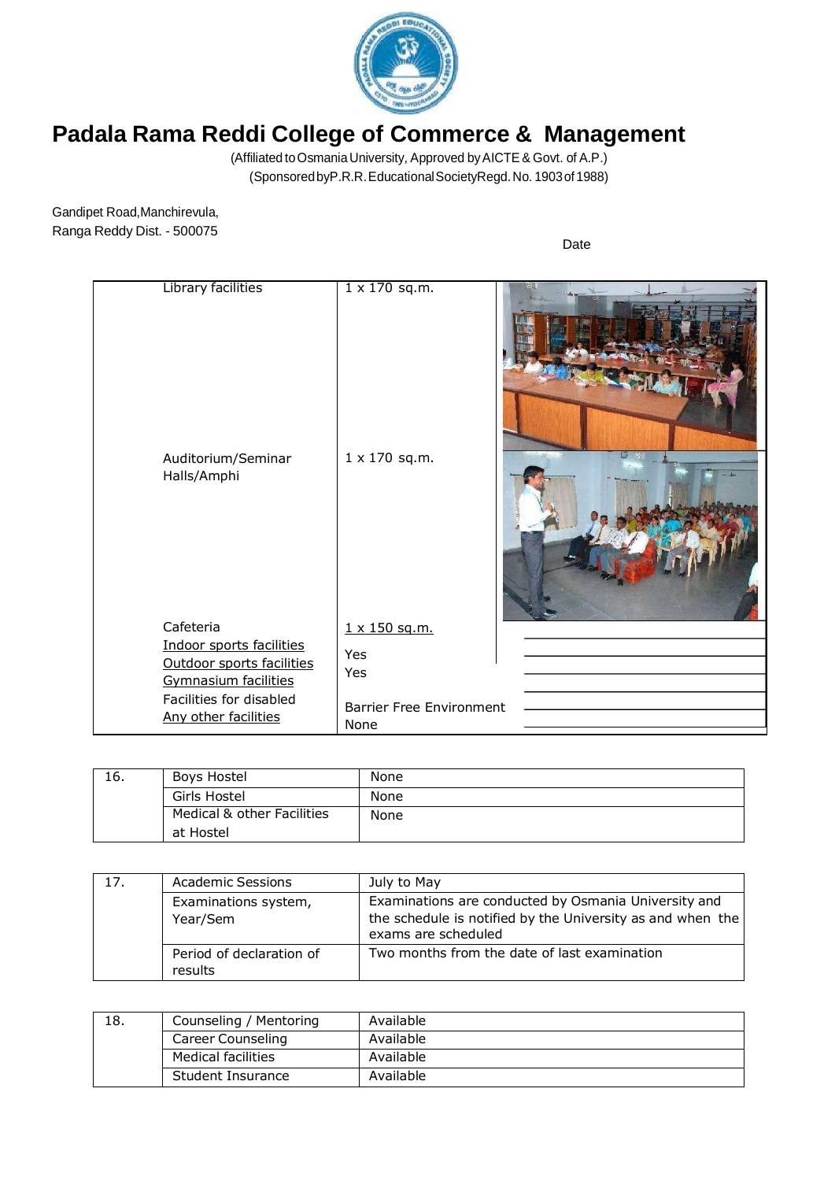# Padala Rama Reddi College of Commerce & Management

(Affiliated to Osmania University, Approved by AICTE & Govt. of A.P.)
(Sponsored by P.R.R. Educational Society Regd. No. 1903 of 1988)

Gandipet Road, Manchirevula,
Ranga Reddy Dist. - 500075

Date

| Facility | Details |
|---|---|
| Library facilities | 1 x 170 sq.m. |
| Auditorium/Seminar Halls/Amphi | 1 x 170 sq.m. |
| Cafeteria | 1 x 150 sq.m. |
| Indoor sports facilities | Yes |
| Outdoor sports facilities | Yes |
| Gymnasium facilities | |
| Facilities for disabled | Barrier Free Environment |
| Any other facilities | None |

| | | |
|---|---|---|
| 16. | Boys Hostel | None |
| | Girls Hostel | None |
| | Medical & other Facilities at Hostel | None |

| | | |
|---|---|---|
| 17. | Academic Sessions | July to May |
| | Examinations system, Year/Sem | Examinations are conducted by Osmania University and the schedule is notified by the University as and when the exams are scheduled |
| | Period of declaration of results | Two months from the date of last examination |

| | | |
|---|---|---|
| 18. | Counseling / Mentoring | Available |
| | Career Counseling | Available |
| | Medical facilities | Available |
| | Student Insurance | Available |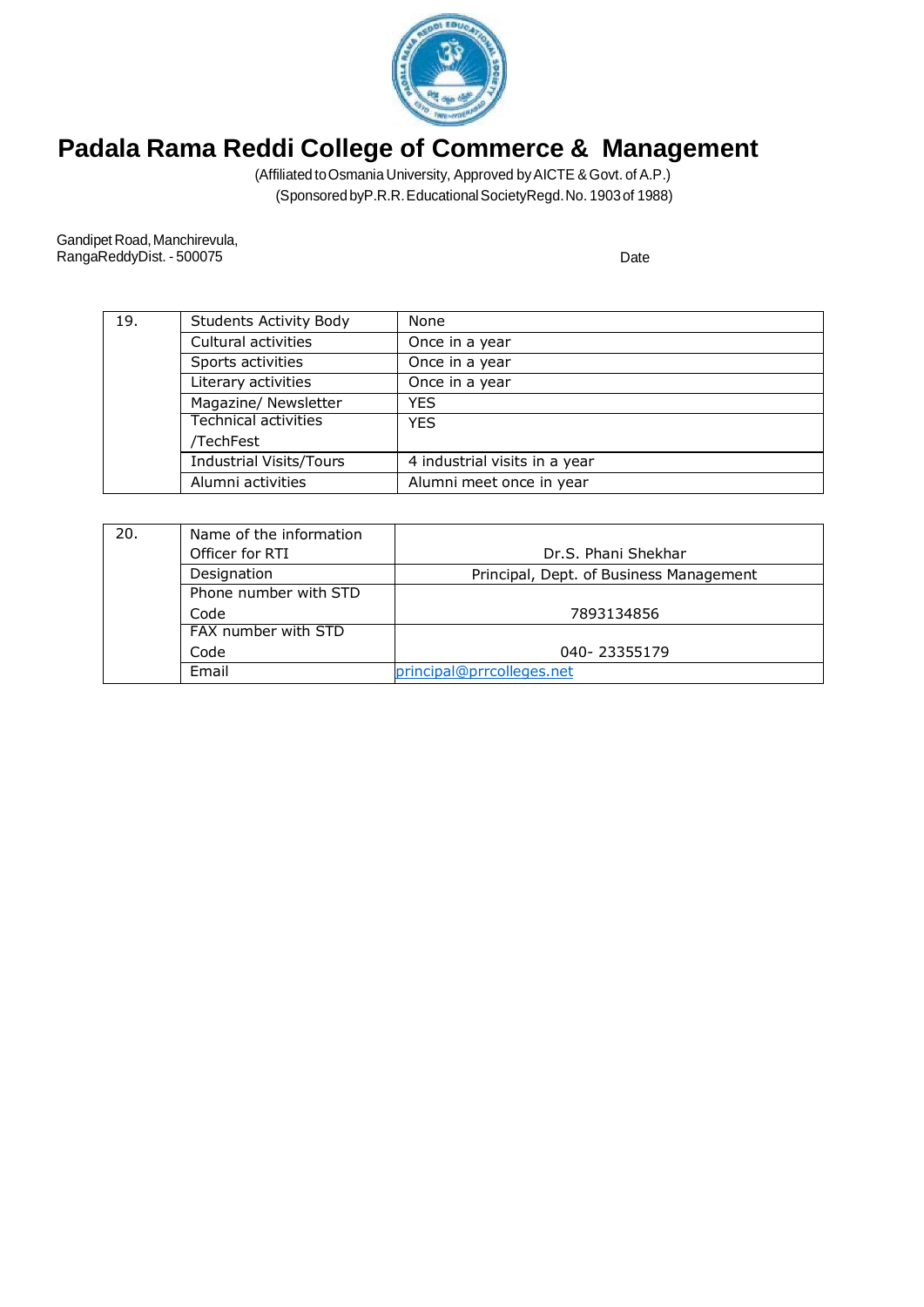# Padala Rama Reddi College of Commerce & Management

(Affiliated to Osmania University, Approved by AICTE & Govt. of A.P.)
(Sponsored by P.R.R. Educational Society Regd. No. 1903 of 1988)

Gandipet Road, Manchirevula,
RangaReddy Dist. - 500075

Date

| | | |
|---|---|---|
| 19. | Students Activity Body | None |
| | Cultural activities | Once in a year |
| | Sports activities | Once in a year |
| | Literary activities | Once in a year |
| | Magazine/ Newsletter | YES |
| | Technical activities /TechFest | YES |
| | Industrial Visits/Tours | 4 industrial visits in a year |
| | Alumni activities | Alumni meet once in year |

| | | |
|---|---|---|
| 20. | Name of the information Officer for RTI | Dr.S. Phani Shekhar |
| | Designation | Principal, Dept. of Business Management |
| | Phone number with STD Code | 7893134856 |
| | FAX number with STD Code | 040- 23355179 |
| | Email | principal@prrcolleges.net |